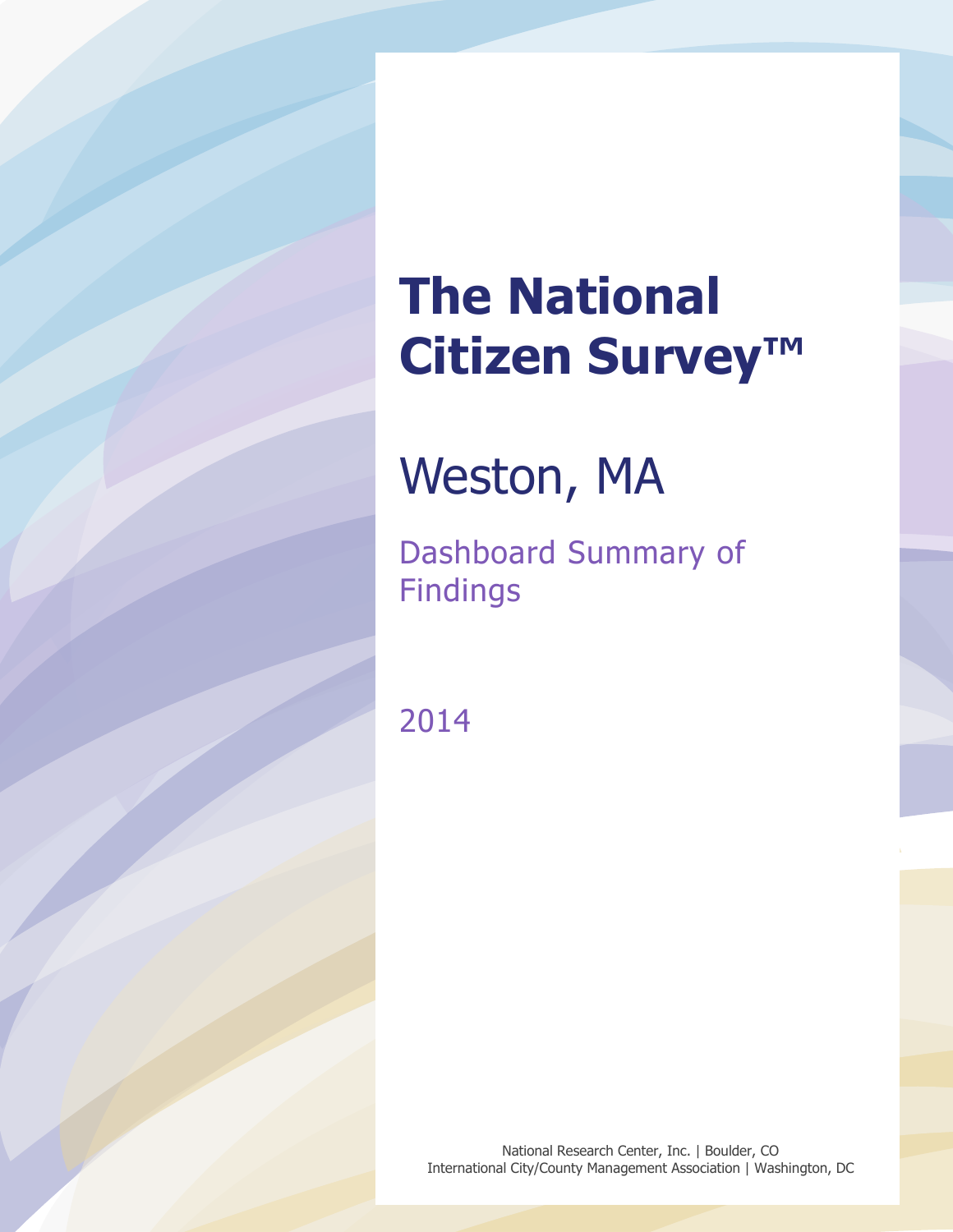# The National Citizen Survey™

## Weston, MA

### Dashboard Summary of Findings

2014

National Research Center, Inc. | Boulder, CO
International City/County Management Association | Washington, DC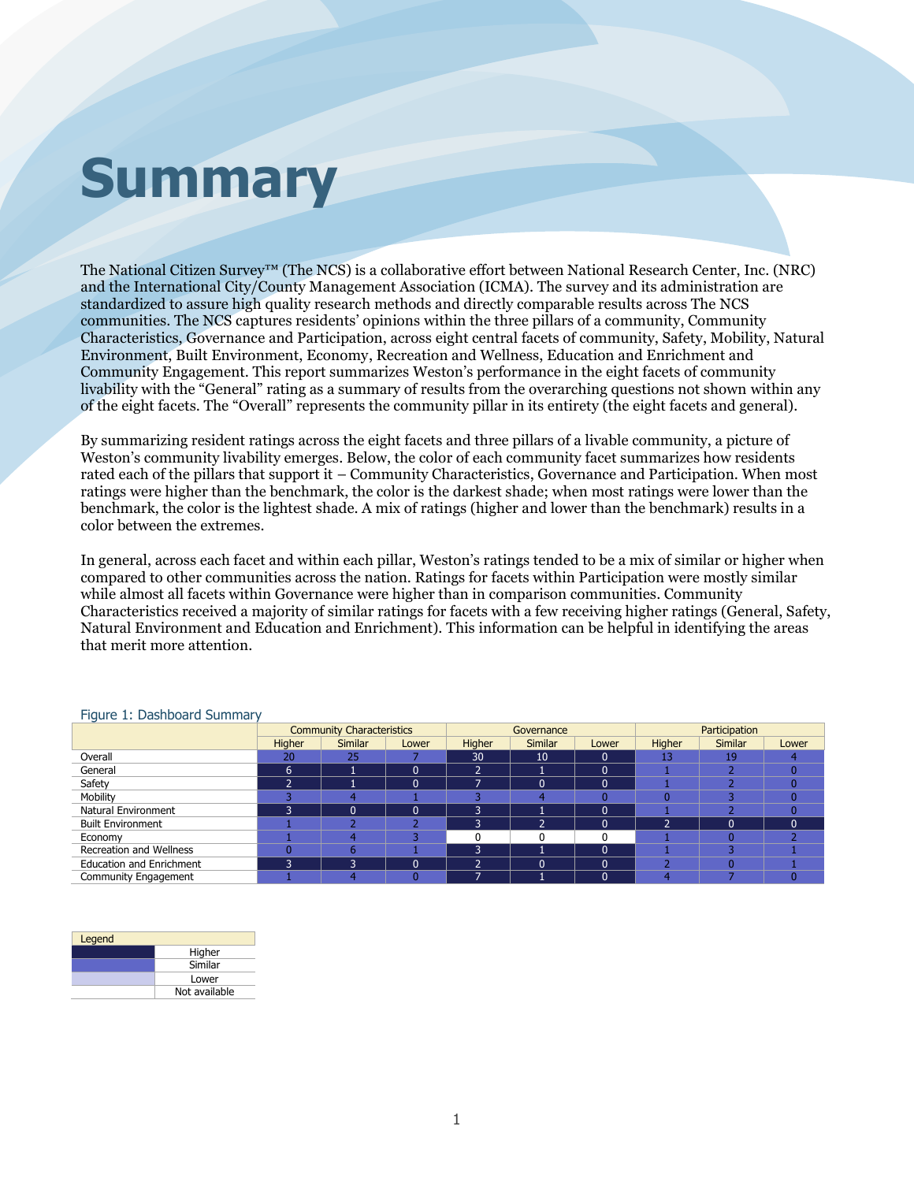# Summary

The National Citizen Survey™ (The NCS) is a collaborative effort between National Research Center, Inc. (NRC) and the International City/County Management Association (ICMA). The survey and its administration are standardized to assure high quality research methods and directly comparable results across The NCS communities. The NCS captures residents' opinions within the three pillars of a community, Community Characteristics, Governance and Participation, across eight central facets of community, Safety, Mobility, Natural Environment, Built Environment, Economy, Recreation and Wellness, Education and Enrichment and Community Engagement. This report summarizes Weston's performance in the eight facets of community livability with the "General" rating as a summary of results from the overarching questions not shown within any of the eight facets. The "Overall" represents the community pillar in its entirety (the eight facets and general).

By summarizing resident ratings across the eight facets and three pillars of a livable community, a picture of Weston's community livability emerges. Below, the color of each community facet summarizes how residents rated each of the pillars that support it – Community Characteristics, Governance and Participation. When most ratings were higher than the benchmark, the color is the darkest shade; when most ratings were lower than the benchmark, the color is the lightest shade. A mix of ratings (higher and lower than the benchmark) results in a color between the extremes.

In general, across each facet and within each pillar, Weston's ratings tended to be a mix of similar or higher when compared to other communities across the nation. Ratings for facets within Participation were mostly similar while almost all facets within Governance were higher than in comparison communities. Community Characteristics received a majority of similar ratings for facets with a few receiving higher ratings (General, Safety, Natural Environment and Education and Enrichment). This information can be helpful in identifying the areas that merit more attention.

Figure 1: Dashboard Summary

| | Community Characteristics | | | Governance | | | Participation | | |
|---|---|---|---|---|---|---|---|---|---|
| | Higher | Similar | Lower | Higher | Similar | Lower | Higher | Similar | Lower |
| Overall | 20 | 25 | 7 | 30 | 10 | 0 | 13 | 19 | 4 |
| General | 6 | 1 | 0 | 2 | 1 | 0 | 1 | 2 | 0 |
| Safety | 2 | 1 | 0 | 7 | 0 | 0 | 1 | 2 | 0 |
| Mobility | 3 | 4 | 1 | 3 | 4 | 0 | 0 | 3 | 0 |
| Natural Environment | 3 | 0 | 0 | 3 | 1 | 0 | 1 | 2 | 0 |
| Built Environment | 1 | 2 | 2 | 3 | 2 | 0 | 2 | 0 | 0 |
| Economy | 1 | 4 | 3 | 0 | 0 | 0 | 1 | 0 | 2 |
| Recreation and Wellness | 0 | 6 | 1 | 3 | 1 | 0 | 1 | 3 | 1 |
| Education and Enrichment | 3 | 3 | 0 | 2 | 0 | 0 | 2 | 0 | 1 |
| Community Engagement | 1 | 4 | 0 | 7 | 1 | 0 | 4 | 7 | 0 |

| Legend | |
|---|---|
| | Higher |
| | Similar |
| | Lower |
| | Not available |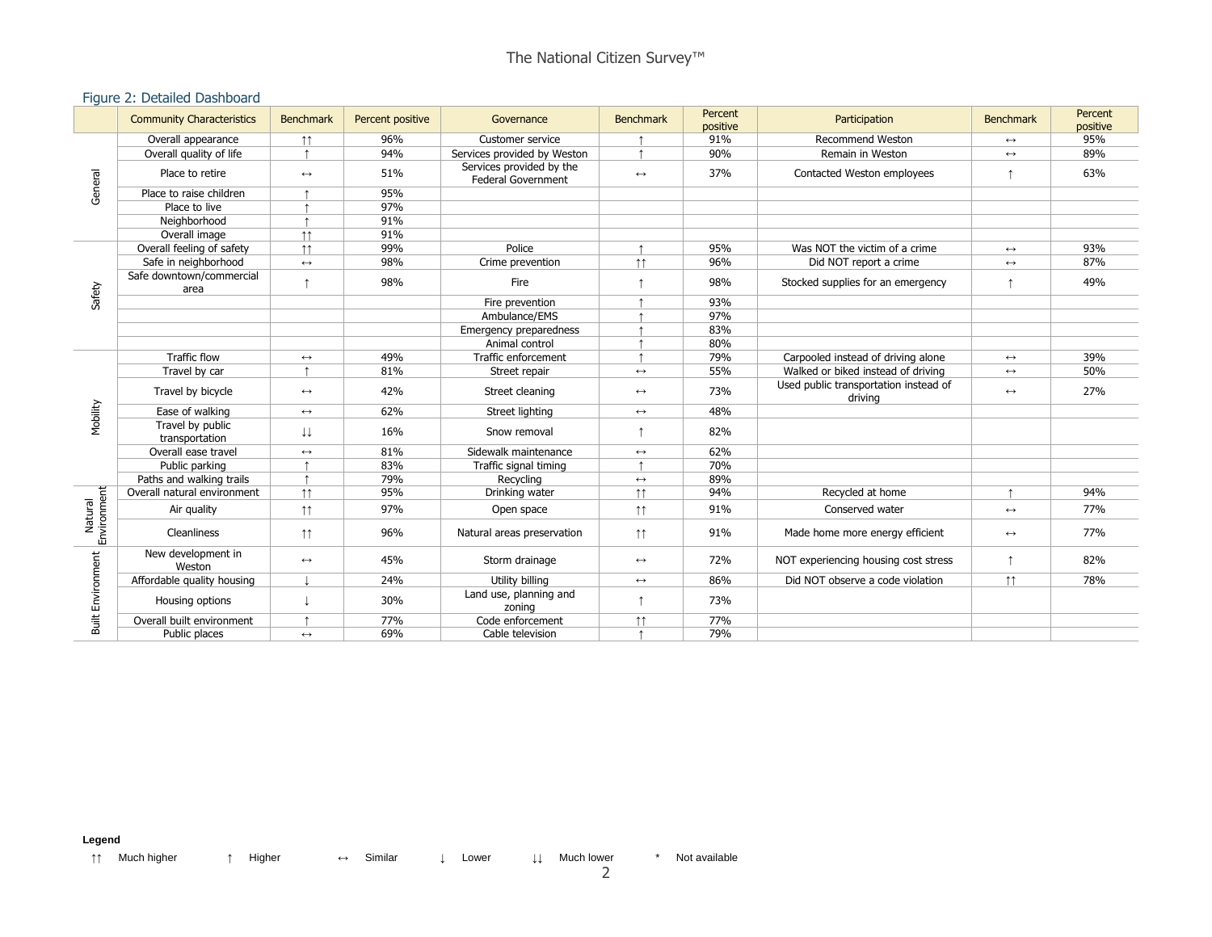## Figure 2: Detailed Dashboard

| | Community Characteristics | Benchmark | Percent positive | Governance | Benchmark | Percent positive | Participation | Benchmark | Percent positive |
|---|---|---|---|---|---|---|---|---|---|
| General | Overall appearance | ↑↑ | 96% | Customer service | ↑ | 91% | Recommend Weston | ↔ | 95% |
| | Overall quality of life | ↑ | 94% | Services provided by Weston | ↑ | 90% | Remain in Weston | ↔ | 89% |
| | Place to retire | ↔ | 51% | Services provided by the Federal Government | ↔ | 37% | Contacted Weston employees | ↑ | 63% |
| | Place to raise children | ↑ | 95% | | | | | | |
| | Place to live | ↑ | 97% | | | | | | |
| | Neighborhood | ↑ | 91% | | | | | | |
| | Overall image | ↑↑ | 91% | | | | | | |
| Safety | Overall feeling of safety | ↑↑ | 99% | Police | ↑ | 95% | Was NOT the victim of a crime | ↔ | 93% |
| | Safe in neighborhood | ↔ | 98% | Crime prevention | ↑↑ | 96% | Did NOT report a crime | ↔ | 87% |
| | Safe downtown/commercial area | ↑ | 98% | Fire | ↑ | 98% | Stocked supplies for an emergency | ↑ | 49% |
| | | | | Fire prevention | ↑ | 93% | | | |
| | | | | Ambulance/EMS | ↑ | 97% | | | |
| | | | | Emergency preparedness | ↑ | 83% | | | |
| | | | | Animal control | ↑ | 80% | | | |
| Mobility | Traffic flow | ↔ | 49% | Traffic enforcement | ↑ | 79% | Carpooled instead of driving alone | ↔ | 39% |
| | Travel by car | ↑ | 81% | Street repair | ↔ | 55% | Walked or biked instead of driving | ↔ | 50% |
| | Travel by bicycle | ↔ | 42% | Street cleaning | ↔ | 73% | Used public transportation instead of driving | ↔ | 27% |
| | Ease of walking | ↔ | 62% | Street lighting | ↔ | 48% | | | |
| | Travel by public transportation | ↓↓ | 16% | Snow removal | ↑ | 82% | | | |
| | Overall ease travel | ↔ | 81% | Sidewalk maintenance | ↔ | 62% | | | |
| | Public parking | ↑ | 83% | Traffic signal timing | ↑ | 70% | | | |
| | Paths and walking trails | ↑ | 79% | Recycling | ↔ | 89% | | | |
| Natural Environment | Overall natural environment | ↑↑ | 95% | Drinking water | ↑↑ | 94% | Recycled at home | ↑ | 94% |
| | Air quality | ↑↑ | 97% | Open space | ↑↑ | 91% | Conserved water | ↔ | 77% |
| | Cleanliness | ↑↑ | 96% | Natural areas preservation | ↑↑ | 91% | Made home more energy efficient | ↔ | 77% |
| Built Environment | New development in Weston | ↔ | 45% | Storm drainage | ↔ | 72% | NOT experiencing housing cost stress | ↑ | 82% |
| | Affordable quality housing | ↓ | 24% | Utility billing | ↔ | 86% | Did NOT observe a code violation | ↑↑ | 78% |
| | Housing options | ↓ | 30% | Land use, planning and zoning | ↑ | 73% | | | |
| | Overall built environment | ↑ | 77% | Code enforcement | ↑↑ | 77% | | | |
| | Public places | ↔ | 69% | Cable television | ↑ | 79% | | | |

**Legend**

↑↑ Much higher ↑ Higher ↔ Similar ↓ Lower ↓↓ Much lower * Not available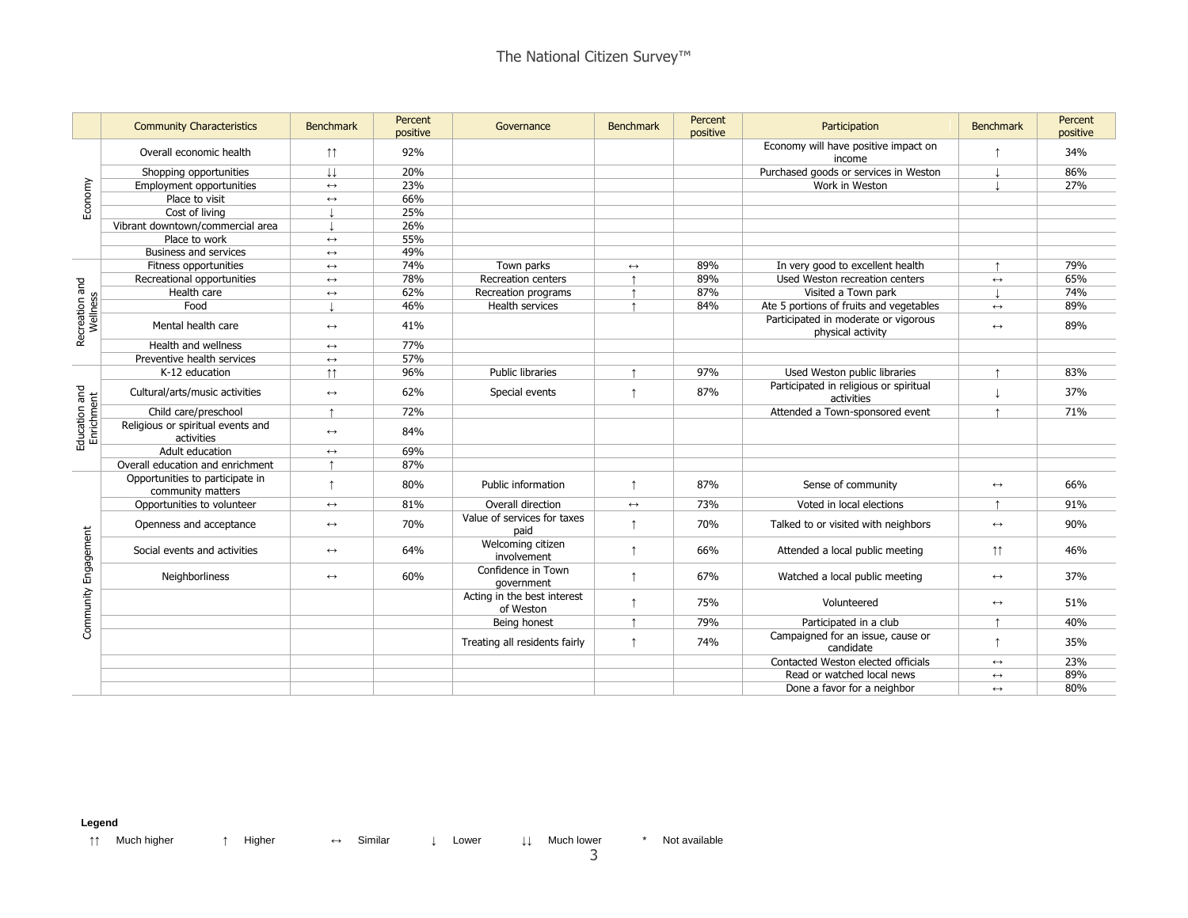| | Community Characteristics | Benchmark | Percent positive | Governance | Benchmark | Percent positive | Participation | Benchmark | Percent positive |
|---|---|---|---|---|---|---|---|---|---|
| Economy | Overall economic health | ↑↑ | 92% | | | | Economy will have positive impact on income | ↑ | 34% |
| | Shopping opportunities | ↓↓ | 20% | | | | Purchased goods or services in Weston | ↓ | 86% |
| | Employment opportunities | ↔ | 23% | | | | Work in Weston | ↓ | 27% |
| | Place to visit | ↔ | 66% | | | | | | |
| | Cost of living | ↓ | 25% | | | | | | |
| | Vibrant downtown/commercial area | ↓ | 26% | | | | | | |
| | Place to work | ↔ | 55% | | | | | | |
| | Business and services | ↔ | 49% | | | | | | |
| Recreation and Wellness | Fitness opportunities | ↔ | 74% | Town parks | ↔ | 89% | In very good to excellent health | ↑ | 79% |
| | Recreational opportunities | ↔ | 78% | Recreation centers | ↑ | 89% | Used Weston recreation centers | ↔ | 65% |
| | Health care | ↔ | 62% | Recreation programs | ↑ | 87% | Visited a Town park | ↓ | 74% |
| | Food | ↓ | 46% | Health services | ↑ | 84% | Ate 5 portions of fruits and vegetables | ↔ | 89% |
| | Mental health care | ↔ | 41% | | | | Participated in moderate or vigorous physical activity | ↔ | 89% |
| | Health and wellness | ↔ | 77% | | | | | | |
| | Preventive health services | ↔ | 57% | | | | | | |
| Education and Enrichment | K-12 education | ↑↑ | 96% | Public libraries | ↑ | 97% | Used Weston public libraries | ↑ | 83% |
| | Cultural/arts/music activities | ↔ | 62% | Special events | ↑ | 87% | Participated in religious or spiritual activities | ↓ | 37% |
| | Child care/preschool | ↑ | 72% | | | | Attended a Town-sponsored event | ↑ | 71% |
| | Religious or spiritual events and activities | ↔ | 84% | | | | | | |
| | Adult education | ↔ | 69% | | | | | | |
| | Overall education and enrichment | ↑ | 87% | | | | | | |
| Community Engagement | Opportunities to participate in community matters | ↑ | 80% | Public information | ↑ | 87% | Sense of community | ↔ | 66% |
| | Opportunities to volunteer | ↔ | 81% | Overall direction | ↔ | 73% | Voted in local elections | ↑ | 91% |
| | Openness and acceptance | ↔ | 70% | Value of services for taxes paid | ↑ | 70% | Talked to or visited with neighbors | ↔ | 90% |
| | Social events and activities | ↔ | 64% | Welcoming citizen involvement | ↑ | 66% | Attended a local public meeting | ↑↑ | 46% |
| | Neighborliness | ↔ | 60% | Confidence in Town government | ↑ | 67% | Watched a local public meeting | ↔ | 37% |
| | | | | Acting in the best interest of Weston | ↑ | 75% | Volunteered | ↔ | 51% |
| | | | | Being honest | ↑ | 79% | Participated in a club | ↑ | 40% |
| | | | | Treating all residents fairly | ↑ | 74% | Campaigned for an issue, cause or candidate | ↑ | 35% |
| | | | | | | | Contacted Weston elected officials | ↔ | 23% |
| | | | | | | | Read or watched local news | ↔ | 89% |
| | | | | | | | Done a favor for a neighbor | ↔ | 80% |

**Legend**

↑↑ Much higher ↑ Higher ↔ Similar ↓ Lower ↓↓ Much lower * Not available